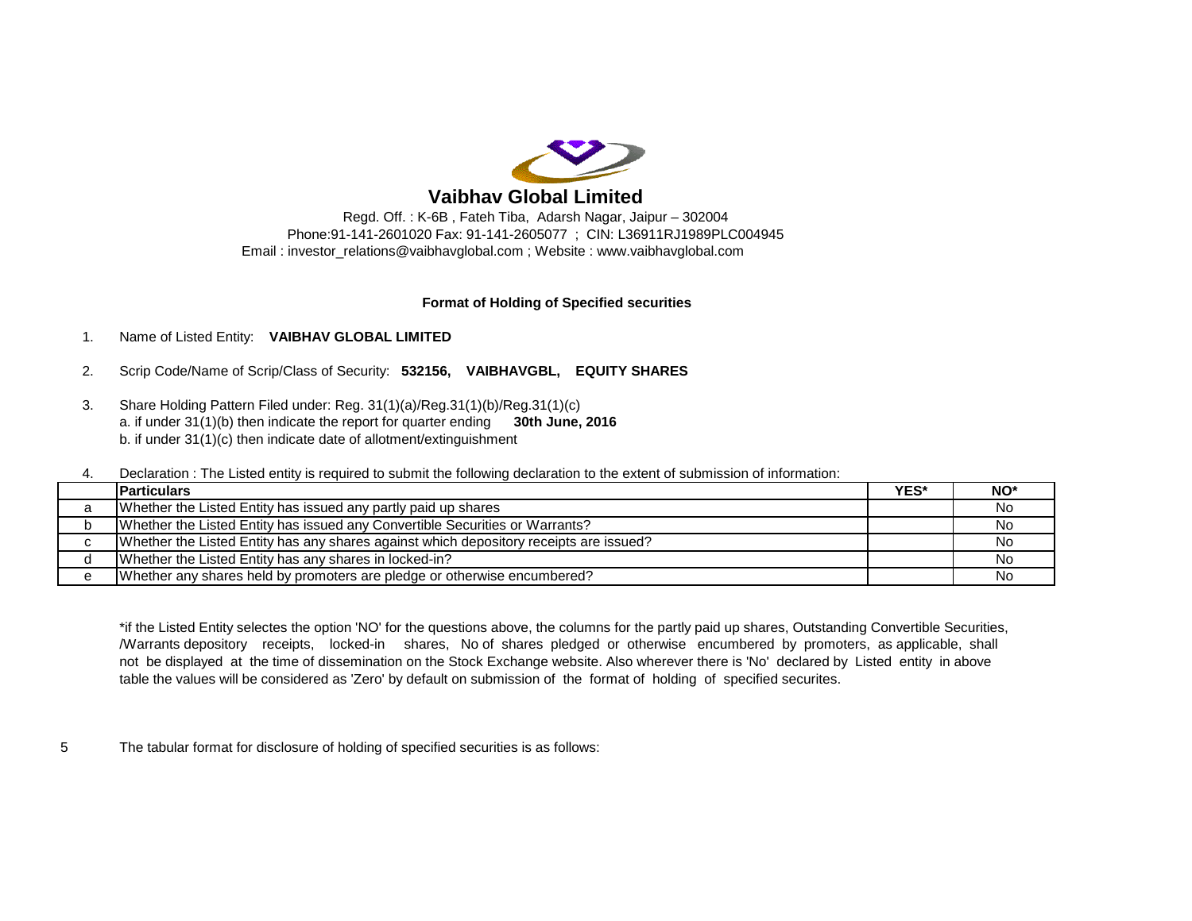# Vaibhav Global Limited

Regd. Off. : K-6B , Fateh Tiba, Adarsh Nagar, Jaipur – 302004
Phone:91-141-2601020 Fax: 91-141-2605077 ; CIN: L36911RJ1989PLC004945
Email : investor_relations@vaibhavglobal.com ; Website : www.vaibhavglobal.com

**Format of Holding of Specified securities**

1. Name of Listed Entity: **VAIBHAV GLOBAL LIMITED**

2. Scrip Code/Name of Scrip/Class of Security: **532156, VAIBHAVGBL, EQUITY SHARES**

3. Share Holding Pattern Filed under: Reg. 31(1)(a)/Reg.31(1)(b)/Reg.31(1)(c)
   a. if under 31(1)(b) then indicate the report for quarter ending **30th June, 2016**
   b. if under 31(1)(c) then indicate date of allotment/extinguishment

4. Declaration : The Listed entity is required to submit the following declaration to the extent of submission of information:

| | Particulars | YES* | NO* |
|---|---|---|---|
| a | Whether the Listed Entity has issued any partly paid up shares | | No |
| b | Whether the Listed Entity has issued any Convertible Securities or Warrants? | | No |
| c | Whether the Listed Entity has any shares against which depository receipts are issued? | | No |
| d | Whether the Listed Entity has any shares in locked-in? | | No |
| e | Whether any shares held by promoters are pledge or otherwise encumbered? | | No |

*if the Listed Entity selectes the option 'NO' for the questions above, the columns for the partly paid up shares, Outstanding Convertible Securities, /Warrants depository receipts, locked-in shares, No of shares pledged or otherwise encumbered by promoters, as applicable, shall not be displayed at the time of dissemination on the Stock Exchange website. Also wherever there is 'No' declared by Listed entity in above table the values will be considered as 'Zero' by default on submission of the format of holding of specified securites.

5 The tabular format for disclosure of holding of specified securities is as follows: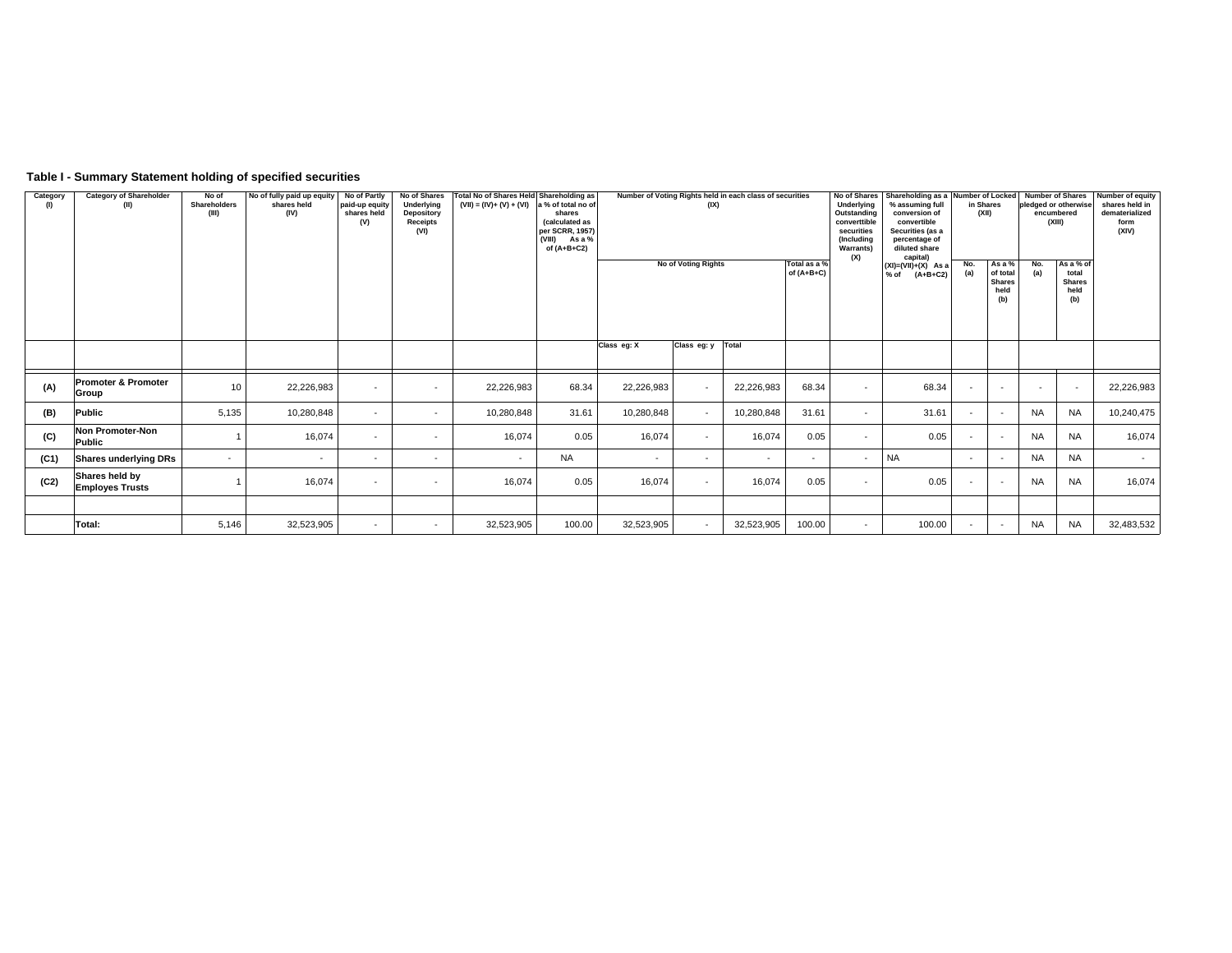### Table I - Summary Statement holding of specified securities

| Category (I) | Category of Shareholder (II) | No of Shareholders (III) | No of fully paid up equity shares held (IV) | No of Partly paid-up equity shares held (V) | No of Shares Underlying Depository Receipts (VI) | Total No of Shares Held (VII) = (IV)+ (V) + (VI) | Shareholding as a % of total no of shares (calculated as per SCRR, 1957) (VIII) As a % of (A+B+C2) | Number of Voting Rights held in each class of securities (IX) | | | | No of Shares Underlying Outstanding converttible securities (Including Warrants) (X) | Shareholding as a % assuming full conversion of convertible Securities (as a percentage of diluted share capital) (XI)=(VII)+(X) As a % of (A+B+C2) | Number of Locked in Shares (XII) | | Number of Shares pledged or otherwise encumbered (XIII) | | Number of equity shares held in dematerialized form (XIV) |
|---|---|---|---|---|---|---|---|---|---|---|---|---|---|---|---|---|---|---|
| | | | | | | | | No of Voting Rights | | | Total as a % of (A+B+C) | | | No. (a) | As a % of total Shares held (b) | No. (a) | As a % of total Shares held (b) | |
| | | | | | | | | Class eg: X | Class eg: y | Total | | | | | | | | |
| (A) | Promoter & Promoter Group | 10 | 22,226,983 | - | - | 22,226,983 | 68.34 | 22,226,983 | - | 22,226,983 | 68.34 | - | 68.34 | - | - | - | - | 22,226,983 |
| (B) | Public | 5,135 | 10,280,848 | - | - | 10,280,848 | 31.61 | 10,280,848 | - | 10,280,848 | 31.61 | - | 31.61 | - | - | NA | NA | 10,240,475 |
| (C) | Non Promoter-Non Public | 1 | 16,074 | - | - | 16,074 | 0.05 | 16,074 | - | 16,074 | 0.05 | - | 0.05 | - | - | NA | NA | 16,074 |
| (C1) | Shares underlying DRs | - | - | - | - | - | NA | - | - | - | - | - | NA | - | - | NA | NA | - |
| (C2) | Shares held by Employes Trusts | 1 | 16,074 | - | - | 16,074 | 0.05 | 16,074 | - | 16,074 | 0.05 | - | 0.05 | - | - | NA | NA | 16,074 |
| | | | | | | | | | | | | | | | | | | |
| | Total: | 5,146 | 32,523,905 | - | - | 32,523,905 | 100.00 | 32,523,905 | - | 32,523,905 | 100.00 | - | 100.00 | - | - | NA | NA | 32,483,532 |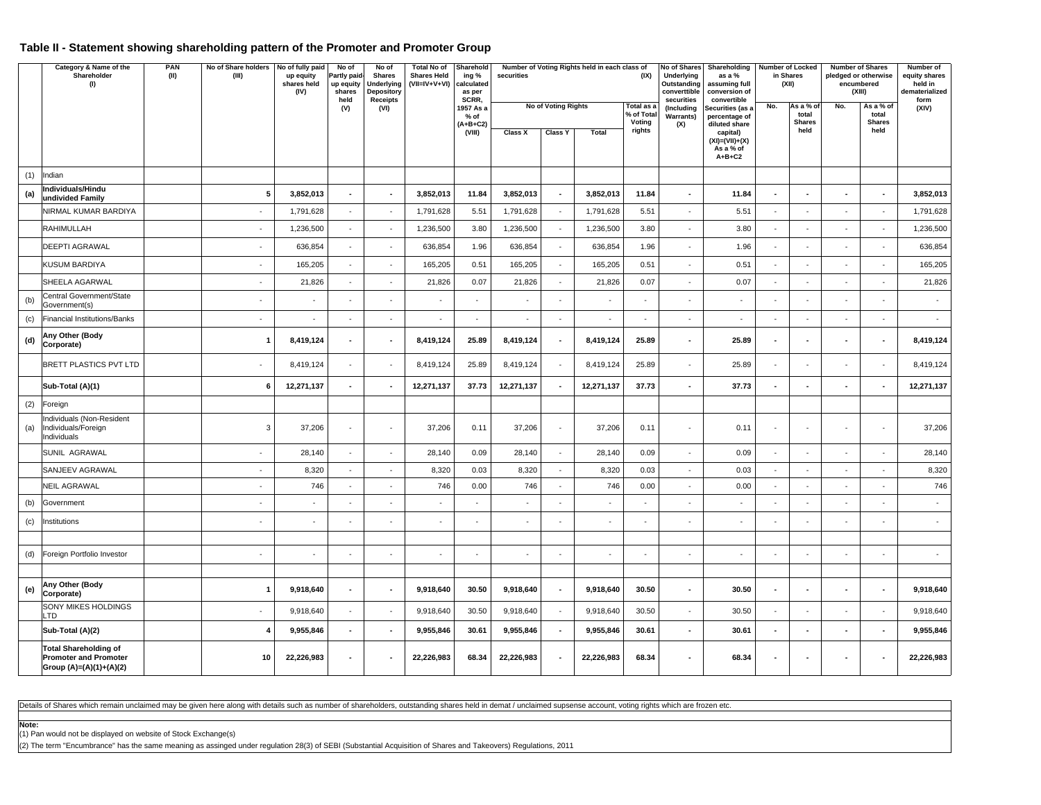## Table II - Statement showing shareholding pattern of the Promoter and Promoter Group

| | Category & Name of the Shareholder (I) | PAN (II) | No of Share holders (III) | No of fully paid up equity shares held (IV) | No of Partly paid-up equity shares held (V) | No of Shares Underlying Depository Receipts (VI) | Total No of Shares Held (VII=IV+V+VI) | Shareholding % calculated as per SCRR, 1957 As a % of (A+B+C2) (VIII) | Number of Voting Rights held in each class of securities (IX) | | | | No of Shares Underlying Outstanding converttible securities (Including Warrants) (X) | Shareholding as a % assuming full conversion of convertible Securities (as a percentage of diluted share capital) (XI)=(VII)+(X) As a % of A+B+C2 | Number of Locked in Shares (XII) | | Number of Shares pledged or otherwise encumbered (XIII) | | Number of equity shares held in dematerialized form (XIV) |
|---|---|---|---|---|---|---|---|---|---|---|---|---|---|---|---|---|---|---|---|
| | | | | | | | | | No of Voting Rights | | | Total as a % of Total Voting rights | | | No. | As a % of total Shares held | No. | As a % of total Shares held | |
| | | | | | | | | | Class X | Class Y | Total | | | | | | | | |
| (1) | Indian | | | | | | | | | | | | | | | | | | |
| **(a)** | **Individuals/Hindu undivided Family** | | **5** | **3,852,013** | **-** | **-** | **3,852,013** | **11.84** | **3,852,013** | **-** | **3,852,013** | **11.84** | **-** | **11.84** | **-** | **-** | **-** | **-** | **3,852,013** |
| | NIRMAL KUMAR BARDIYA | | - | 1,791,628 | - | - | 1,791,628 | 5.51 | 1,791,628 | - | 1,791,628 | 5.51 | - | 5.51 | - | - | - | - | 1,791,628 |
| | RAHIMULLAH | | - | 1,236,500 | - | - | 1,236,500 | 3.80 | 1,236,500 | - | 1,236,500 | 3.80 | - | 3.80 | - | - | - | - | 1,236,500 |
| | DEEPTI AGRAWAL | | - | 636,854 | - | - | 636,854 | 1.96 | 636,854 | - | 636,854 | 1.96 | - | 1.96 | - | - | - | - | 636,854 |
| | KUSUM BARDIYA | | - | 165,205 | - | - | 165,205 | 0.51 | 165,205 | - | 165,205 | 0.51 | - | 0.51 | - | - | - | - | 165,205 |
| | SHEELA AGARWAL | | - | 21,826 | - | - | 21,826 | 0.07 | 21,826 | - | 21,826 | 0.07 | - | 0.07 | - | - | - | - | 21,826 |
| (b) | Central Government/State Government(s) | | - | - | - | - | - | - | - | - | - | - | - | - | - | - | - | - | - |
| (c) | Financial Institutions/Banks | | - | - | - | - | - | - | - | - | - | - | - | - | - | - | - | - | - |
| **(d)** | **Any Other (Body Corporate)** | | **1** | **8,419,124** | **-** | **-** | **8,419,124** | **25.89** | **8,419,124** | **-** | **8,419,124** | **25.89** | **-** | **25.89** | **-** | **-** | **-** | **-** | **8,419,124** |
| | BRETT PLASTICS PVT LTD | | - | 8,419,124 | - | - | 8,419,124 | 25.89 | 8,419,124 | - | 8,419,124 | 25.89 | - | 25.89 | - | - | - | - | 8,419,124 |
| | **Sub-Total (A)(1)** | | **6** | **12,271,137** | **-** | **-** | **12,271,137** | **37.73** | **12,271,137** | **-** | **12,271,137** | **37.73** | **-** | **37.73** | **-** | **-** | **-** | **-** | **12,271,137** |
| (2) | Foreign | | | | | | | | | | | | | | | | | | |
| (a) | Individuals (Non-Resident Individuals/Foreign Individuals | | 3 | 37,206 | - | - | 37,206 | 0.11 | 37,206 | - | 37,206 | 0.11 | - | 0.11 | - | - | - | - | 37,206 |
| | SUNIL AGRAWAL | | - | 28,140 | - | - | 28,140 | 0.09 | 28,140 | - | 28,140 | 0.09 | - | 0.09 | - | - | - | - | 28,140 |
| | SANJEEV AGRAWAL | | - | 8,320 | - | - | 8,320 | 0.03 | 8,320 | - | 8,320 | 0.03 | - | 0.03 | - | - | - | - | 8,320 |
| | NEIL AGRAWAL | | - | 746 | - | - | 746 | 0.00 | 746 | - | 746 | 0.00 | - | 0.00 | - | - | - | - | 746 |
| (b) | Government | | - | - | - | - | - | - | - | - | - | - | - | - | - | - | - | - | - |
| (c) | Institutions | | - | - | - | - | - | - | - | - | - | - | - | - | - | - | - | - | - |
| | | | | | | | | | | | | | | | | | | | |
| (d) | Foreign Portfolio Investor | | - | - | - | - | - | - | - | - | - | - | - | - | - | - | - | - | - |
| | | | | | | | | | | | | | | | | | | | |
| **(e)** | **Any Other (Body Corporate)** | | **1** | **9,918,640** | **-** | **-** | **9,918,640** | **30.50** | **9,918,640** | **-** | **9,918,640** | **30.50** | **-** | **30.50** | **-** | **-** | **-** | **-** | **9,918,640** |
| | SONY MIKES HOLDINGS LTD | | - | 9,918,640 | - | - | 9,918,640 | 30.50 | 9,918,640 | - | 9,918,640 | 30.50 | - | 30.50 | - | - | - | - | 9,918,640 |
| | **Sub-Total (A)(2)** | | **4** | **9,955,846** | **-** | **-** | **9,955,846** | **30.61** | **9,955,846** | **-** | **9,955,846** | **30.61** | **-** | **30.61** | **-** | **-** | **-** | **-** | **9,955,846** |
| | **Total Shareholding of Promoter and Promoter Group (A)=(A)(1)+(A)(2)** | | **10** | **22,226,983** | **-** | **-** | **22,226,983** | **68.34** | **22,226,983** | **-** | **22,226,983** | **68.34** | **-** | **68.34** | **-** | **-** | **-** | **-** | **22,226,983** |

Details of Shares which remain unclaimed may be given here along with details such as number of shareholders, outstanding shares held in demat / unclaimed supsense account, voting rights which are frozen etc.

**Note:**

(1) Pan would not be displayed on website of Stock Exchange(s)

(2) The term "Encumbrance" has the same meaning as assinged under regulation 28(3) of SEBI (Substantial Acquisition of Shares and Takeovers) Regulations, 2011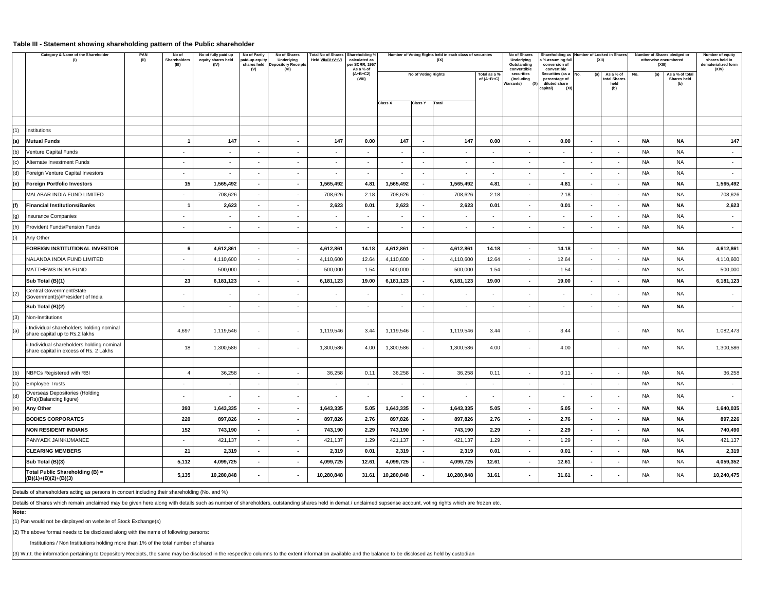## Table III - Statement showing shareholding pattern of the Public shareholder

| | Category & Name of the Shareholder (I) | PAN (II) | No of Shareholders (III) | No of fully paid up equity shares held (IV) | No of Partly paid-up equity shares held (V) | No of Shares Underlying Depository Receipts (VI) | Total No of Shares Held VII=IV+V+VI | Shareholding % calculated as per SCRR, 1957 As a % of (A+B+C2) (VIII) | Number of Voting Rights held in each class of securities (IX) | | | | No of Shares Underlying Outstanding converttible securities (Including Warrants) (X) | Shareholding as a % assuming full conversion of convertible Securities (as a percentage of diluted share capital) (XI) | Number of Locked in Shares (XII) | | Number of Shares pledged or otherwise encumbered (XIII) | | Number of equity shares held in dematerialized form (XIV) |
|---|---|---|---|---|---|---|---|---|---|---|---|---|---|---|---|---|---|---|---|
| | | | | | | | | | No of Voting Rights | | | Total as a % of (A+B+C) | | | No. (a) | As a % of total Shares held (b) | No. (a) | As a % of total Shares held (b) | |
| | | | | | | | | | Class X | Class Y | Total | | | | | | | | |
| (1) | Institutions | | | | | | | | | | | | | | | | | | |
| (a) | **Mutual Funds** | | **1** | **147** | **-** | **-** | **147** | **0.00** | **147** | **-** | **147** | **0.00** | **-** | **0.00** | **-** | **-** | **NA** | **NA** | **147** |
| (b) | Venture Capital Funds | | - | - | - | - | - | - | - | - | - | - | - | - | - | - | NA | NA | - |
| (c) | Alternate Investment Funds | | - | - | - | - | - | - | - | - | - | - | - | - | - | - | NA | NA | - |
| (d) | Foreign Venture Capital Investors | | - | - | - | - | - | - | - | - | - | - | - | - | - | - | NA | NA | - |
| (e) | **Foreign Portfolio Investors** | | **15** | **1,565,492** | **-** | **-** | **1,565,492** | **4.81** | **1,565,492** | **-** | **1,565,492** | **4.81** | **-** | **4.81** | **-** | **-** | **NA** | **NA** | **1,565,492** |
| | MALABAR INDIA FUND LIMITED | | - | 708,626 | - | - | 708,626 | 2.18 | 708,626 | - | 708,626 | 2.18 | - | 2.18 | - | - | NA | NA | 708,626 |
| (f) | **Financial Institutions/Banks** | | **1** | **2,623** | **-** | **-** | **2,623** | **0.01** | **2,623** | **-** | **2,623** | **0.01** | **-** | **0.01** | **-** | **-** | **NA** | **NA** | **2,623** |
| (g) | Insurance Companies | | - | - | - | - | - | - | - | - | - | - | - | - | - | - | NA | NA | - |
| (h) | Provident Funds/Pension Funds | | - | - | - | - | - | - | - | - | - | - | - | - | - | - | NA | NA | - |
| (i) | Any Other | | | | | | | | | | | | | | | | | | |
| | **FOREIGN INSTITUTIONAL INVESTOR** | | **6** | **4,612,861** | **-** | **-** | **4,612,861** | **14.18** | **4,612,861** | **-** | **4,612,861** | **14.18** | **-** | **14.18** | **-** | **-** | **NA** | **NA** | **4,612,861** |
| | NALANDA INDIA FUND LIMITED | | - | 4,110,600 | - | - | 4,110,600 | 12.64 | 4,110,600 | - | 4,110,600 | 12.64 | - | 12.64 | - | - | NA | NA | 4,110,600 |
| | MATTHEWS INDIA FUND | | - | 500,000 | - | - | 500,000 | 1.54 | 500,000 | - | 500,000 | 1.54 | - | 1.54 | - | - | NA | NA | 500,000 |
| | **Sub Total (B)(1)** | | **23** | **6,181,123** | **-** | **-** | **6,181,123** | **19.00** | **6,181,123** | **-** | **6,181,123** | **19.00** | **-** | **19.00** | **-** | **-** | **NA** | **NA** | **6,181,123** |
| (2) | Central Government/State Government(s)/President of India | | - | - | - | - | - | - | - | - | - | - | - | - | - | - | NA | NA | - |
| | **Sub Total (B)(2)** | | **-** | **-** | **-** | **-** | **-** | **-** | **-** | **-** | **-** | **-** | **-** | **-** | **-** | **-** | **NA** | **NA** | **-** |
| (3) | Non-Institutions | | | | | | | | | | | | | | | | | | |
| (a) | i.Individual shareholders holding nominal share capital up to Rs.2 lakhs | | 4,697 | 1,119,546 | - | - | 1,119,546 | 3.44 | 1,119,546 | - | 1,119,546 | 3.44 | - | 3.44 | | - | NA | NA | 1,082,473 |
| | ii.Individual shareholders holding nominal share capital in excess of Rs. 2 Lakhs | | 18 | 1,300,586 | - | - | 1,300,586 | 4.00 | 1,300,586 | - | 1,300,586 | 4.00 | - | 4.00 | | - | NA | NA | 1,300,586 |
| | | | | | | | | | | | | | | | | | | | |
| (b) | NBFCs Registered with RBI | | 4 | 36,258 | - | - | 36,258 | 0.11 | 36,258 | - | 36,258 | 0.11 | - | 0.11 | - | - | NA | NA | 36,258 |
| (c) | Employee Trusts | | - | - | - | - | - | - | - | - | - | - | - | - | - | - | NA | NA | - |
| (d) | Overseas Depositories (Holding DRs)(Balancing figure) | | - | - | - | - | - | - | - | - | - | - | - | - | - | - | NA | NA | - |
| (e) | **Any Other** | | **393** | **1,643,335** | **-** | **-** | **1,643,335** | **5.05** | **1,643,335** | **-** | **1,643,335** | **5.05** | **-** | **5.05** | **-** | **-** | **NA** | **NA** | **1,640,035** |
| | **BODIES CORPORATES** | | **220** | **897,826** | **-** | **-** | **897,826** | **2.76** | **897,826** | **-** | **897,826** | **2.76** | **-** | **2.76** | **-** | **-** | **NA** | **NA** | **897,226** |
| | **NON RESIDENT INDIANS** | | **152** | **743,190** | **-** | **-** | **743,190** | **2.29** | **743,190** | **-** | **743,190** | **2.29** | **-** | **2.29** | **-** | **-** | **NA** | **NA** | **740,490** |
| | PANYAEK JAINKIJMANEE | | - | 421,137 | - | - | 421,137 | 1.29 | 421,137 | - | 421,137 | 1.29 | - | 1.29 | - | - | NA | NA | 421,137 |
| | **CLEARING MEMBERS** | | **21** | **2,319** | **-** | **-** | **2,319** | **0.01** | **2,319** | **-** | **2,319** | **0.01** | **-** | **0.01** | **-** | **-** | **NA** | **NA** | **2,319** |
| | **Sub Total (B)(3)** | | **5,112** | **4,099,725** | **-** | **-** | **4,099,725** | **12.61** | **4,099,725** | **-** | **4,099,725** | **12.61** | **-** | **12.61** | **-** | **-** | NA | NA | **4,059,352** |
| | **Total Public Shareholding (B) = (B)(1)+(B)(2)+(B)(3)** | | **5,135** | **10,280,848** | **-** | **-** | **10,280,848** | **31.61** | **10,280,848** | **-** | **10,280,848** | **31.61** | **-** | **31.61** | **-** | **-** | NA | NA | **10,240,475** |

Details of sharesholders acting as persons in concert including their shareholding (No. and %)

Details of Shares which remain unclaimed may be given here along with details such as number of shareholders, outstanding shares held in demat / unclaimed supsense account, voting rights which are frozen etc.

**Note:**

(1) Pan would not be displayed on website of Stock Exchange(s)

(2) The above format needs to be disclosed along with the name of following persons:

Institutions / Non Institutions holding more than 1% of the total number of shares

(3) W.r.t. the information pertaining to Depository Receipts, the same may be disclosed in the respective columns to the extent information available and the balance to be disclosed as held by custodian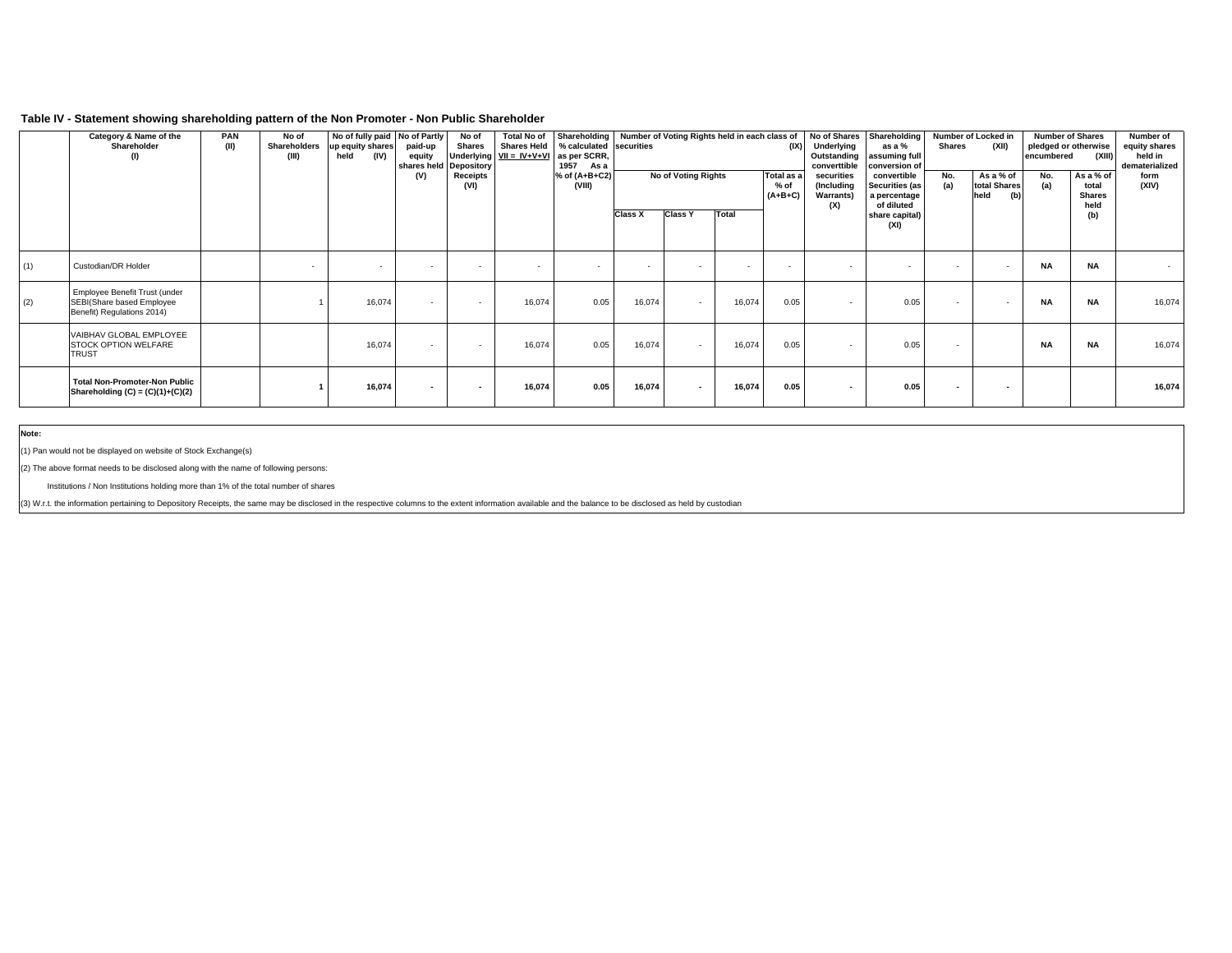## Table IV - Statement showing shareholding pattern of the Non Promoter - Non Public Shareholder

| | Category & Name of the Shareholder (I) | PAN (II) | No of Shareholders (III) | No of fully paid up equity shares held (IV) | No of Partly paid-up equity shares held (V) | No of Shares Underlying Depository Receipts (VI) | Total No of Shares Held VII = IV+V+VI | Shareholding % calculated as per SCRR, 1957 As a % of (A+B+C2) (VIII) | Number of Voting Rights held in each class of securities (IX) | | | | No of Shares Underlying Outstanding converttible securities (Including Warrants) (X) | Shareholding as a % assuming full conversion of convertible Securities (as a percentage of diluted share capital) (XI) | Number of Locked in Shares (XII) | | Number of Shares pledged or otherwise encumbered (XIII) | | Number of equity shares held in dematerialized form (XIV) |
|---|---|---|---|---|---|---|---|---|---|---|---|---|---|---|---|---|---|---|---|
| | | | | | | | | | No of Voting Rights | | | Total as a % of (A+B+C) | | | No. (a) | As a % of total Shares held (b) | No. (a) | As a % of total Shares held (b) | |
| | | | | | | | | | Class X | Class Y | Total | | | | | | | | |
| (1) | Custodian/DR Holder | | - | - | - | - | - | - | - | - | - | - | - | - | - | - | NA | NA | - |
| (2) | Employee Benefit Trust (under SEBI(Share based Employee Benefit) Regulations 2014) | | 1 | 16,074 | - | - | 16,074 | 0.05 | 16,074 | - | 16,074 | 0.05 | - | 0.05 | - | - | NA | NA | 16,074 |
| | VAIBHAV GLOBAL EMPLOYEE STOCK OPTION WELFARE TRUST | | | 16,074 | - | - | 16,074 | 0.05 | 16,074 | - | 16,074 | 0.05 | - | 0.05 | - | | NA | NA | 16,074 |
| | **Total Non-Promoter-Non Public Shareholding (C) = (C)(1)+(C)(2)** | | **1** | **16,074** | **-** | **-** | **16,074** | **0.05** | **16,074** | **-** | **16,074** | **0.05** | **-** | **0.05** | **-** | **-** | | | **16,074** |

**Note:**

(1) Pan would not be displayed on website of Stock Exchange(s)

(2) The above format needs to be disclosed along with the name of following persons:

Institutions / Non Institutions holding more than 1% of the total number of shares

(3) W.r.t. the information pertaining to Depository Receipts, the same may be disclosed in the respective columns to the extent information available and the balance to be disclosed as held by custodian